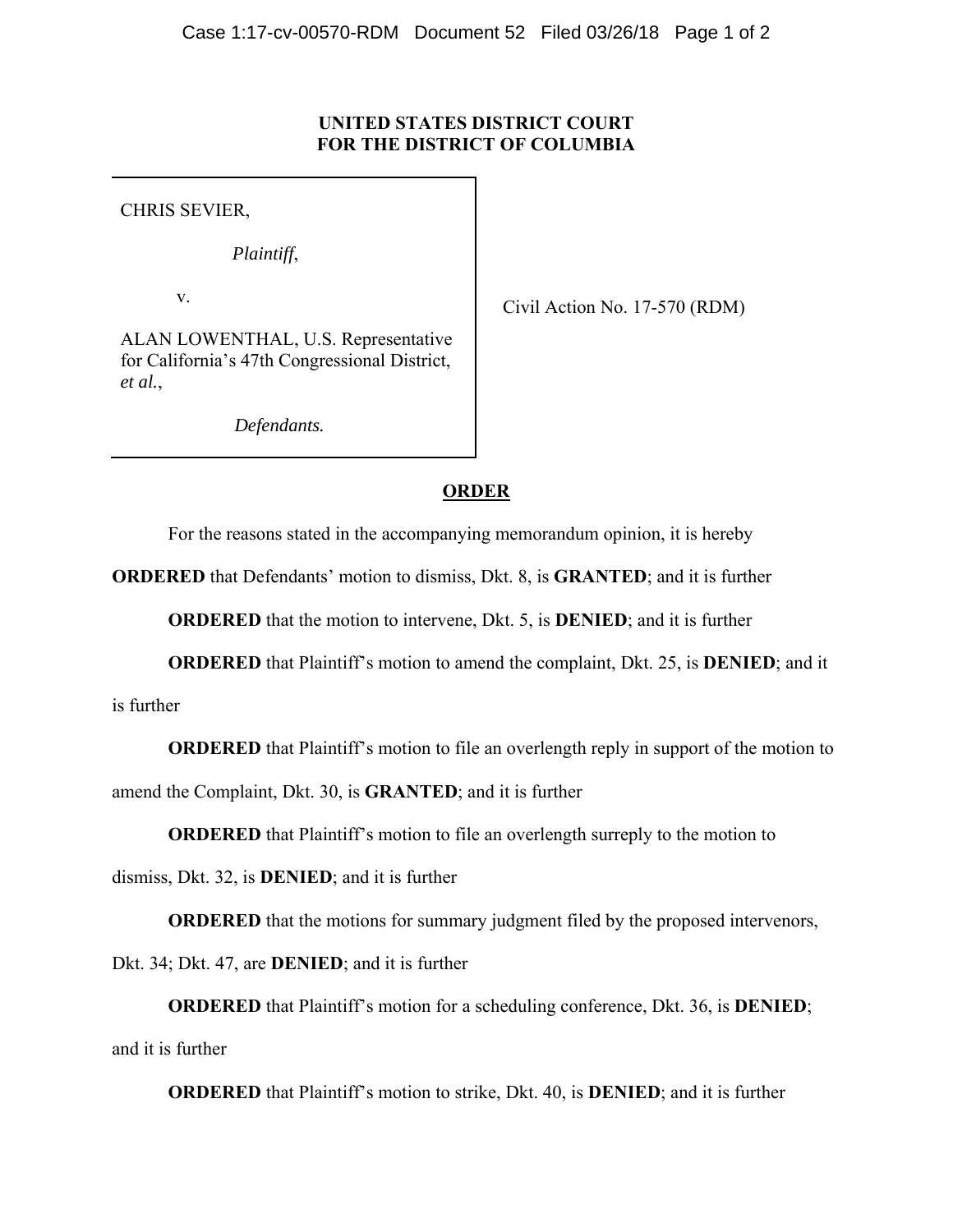**UNITED STATES DISTRICT COURT**
**FOR THE DISTRICT OF COLUMBIA**

| | |
|---|---|
| CHRIS SEVIER,<br><br>*Plaintiff*,<br><br>v.<br><br>ALAN LOWENTHAL, U.S. Representative for California's 47th Congressional District, *et al.*,<br><br>*Defendants.* | Civil Action No. 17-570 (RDM) |

**ORDER**

For the reasons stated in the accompanying memorandum opinion, it is hereby

**ORDERED** that Defendants' motion to dismiss, Dkt. 8, is **GRANTED**; and it is further

**ORDERED** that the motion to intervene, Dkt. 5, is **DENIED**; and it is further

**ORDERED** that Plaintiff's motion to amend the complaint, Dkt. 25, is **DENIED**; and it is further

**ORDERED** that Plaintiff's motion to file an overlength reply in support of the motion to amend the Complaint, Dkt. 30, is **GRANTED**; and it is further

**ORDERED** that Plaintiff's motion to file an overlength surreply to the motion to dismiss, Dkt. 32, is **DENIED**; and it is further

**ORDERED** that the motions for summary judgment filed by the proposed intervenors, Dkt. 34; Dkt. 47, are **DENIED**; and it is further

**ORDERED** that Plaintiff's motion for a scheduling conference, Dkt. 36, is **DENIED**; and it is further

**ORDERED** that Plaintiff's motion to strike, Dkt. 40, is **DENIED**; and it is further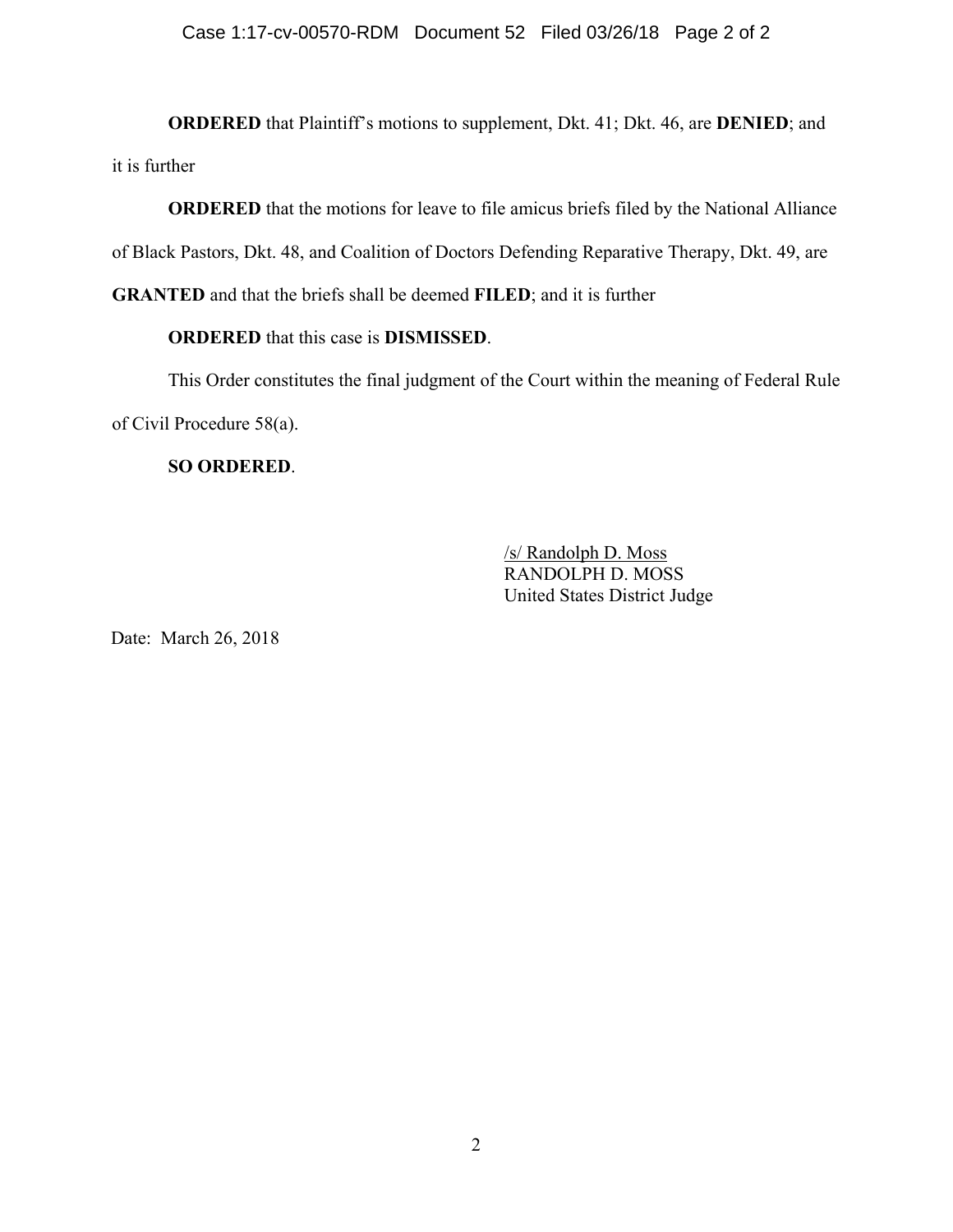**ORDERED** that Plaintiff's motions to supplement, Dkt. 41; Dkt. 46, are **DENIED**; and it is further

**ORDERED** that the motions for leave to file amicus briefs filed by the National Alliance of Black Pastors, Dkt. 48, and Coalition of Doctors Defending Reparative Therapy, Dkt. 49, are **GRANTED** and that the briefs shall be deemed **FILED**; and it is further

**ORDERED** that this case is **DISMISSED**.

This Order constitutes the final judgment of the Court within the meaning of Federal Rule of Civil Procedure 58(a).

**SO ORDERED**.

/s/ Randolph D. Moss
RANDOLPH D. MOSS
United States District Judge

Date: March 26, 2018